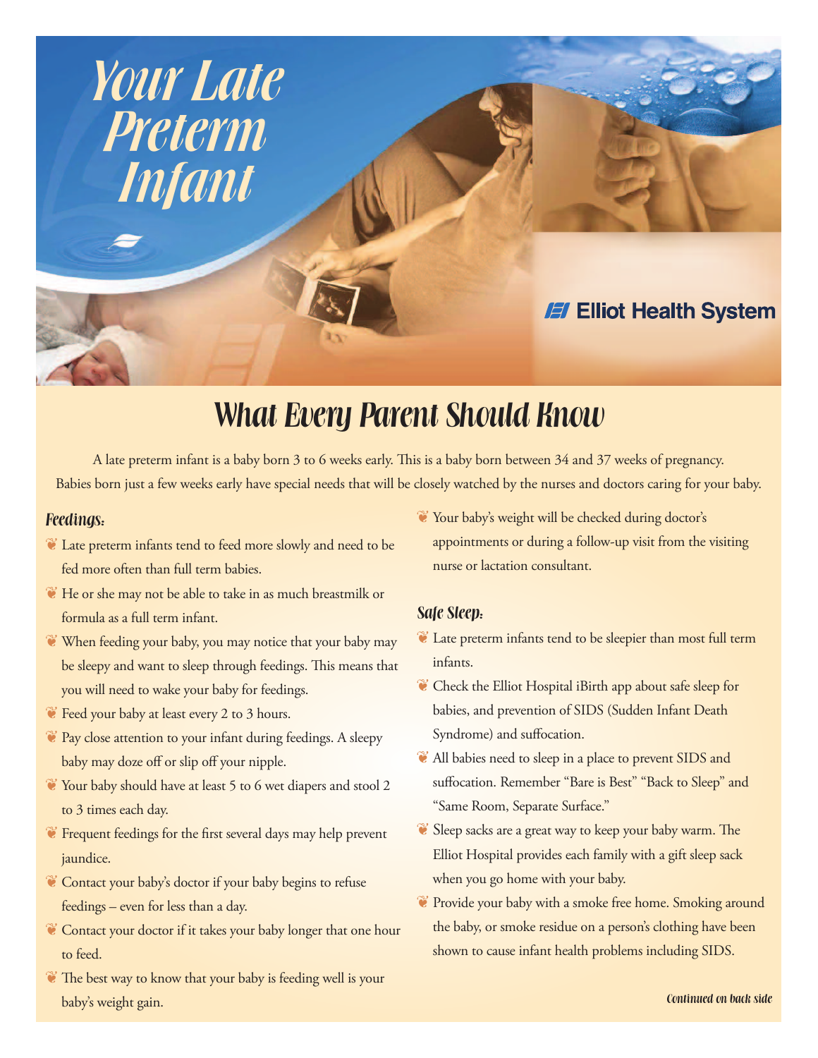# Your Late Preterm Infant

Elliot Health System

## What Every Parent Should Know

A late preterm infant is a baby born 3 to 6 weeks early. This is a baby born between 34 and 37 weeks of pregnancy. Babies born just a few weeks early have special needs that will be closely watched by the nurses and doctors caring for your baby.

### Feedings:

- Late preterm infants tend to feed more slowly and need to be fed more often than full term babies.
- He or she may not be able to take in as much breastmilk or formula as a full term infant.
- When feeding your baby, you may notice that your baby may be sleepy and want to sleep through feedings. This means that you will need to wake your baby for feedings.
- Feed your baby at least every 2 to 3 hours.
- Pay close attention to your infant during feedings. A sleepy baby may doze off or slip off your nipple.
- Your baby should have at least 5 to 6 wet diapers and stool 2 to 3 times each day.
- Frequent feedings for the first several days may help prevent jaundice.
- Contact your baby's doctor if your baby begins to refuse feedings – even for less than a day.
- Contact your doctor if it takes your baby longer that one hour to feed.
- The best way to know that your baby is feeding well is your baby's weight gain.
- Your baby's weight will be checked during doctor's appointments or during a follow-up visit from the visiting nurse or lactation consultant.

### Safe Sleep:

- Late preterm infants tend to be sleepier than most full term infants.
- Check the Elliot Hospital iBirth app about safe sleep for babies, and prevention of SIDS (Sudden Infant Death Syndrome) and suffocation.
- All babies need to sleep in a place to prevent SIDS and suffocation. Remember "Bare is Best" "Back to Sleep" and "Same Room, Separate Surface."
- Sleep sacks are a great way to keep your baby warm. The Elliot Hospital provides each family with a gift sleep sack when you go home with your baby.
- Provide your baby with a smoke free home. Smoking around the baby, or smoke residue on a person's clothing have been shown to cause infant health problems including SIDS.

*Continued on back side*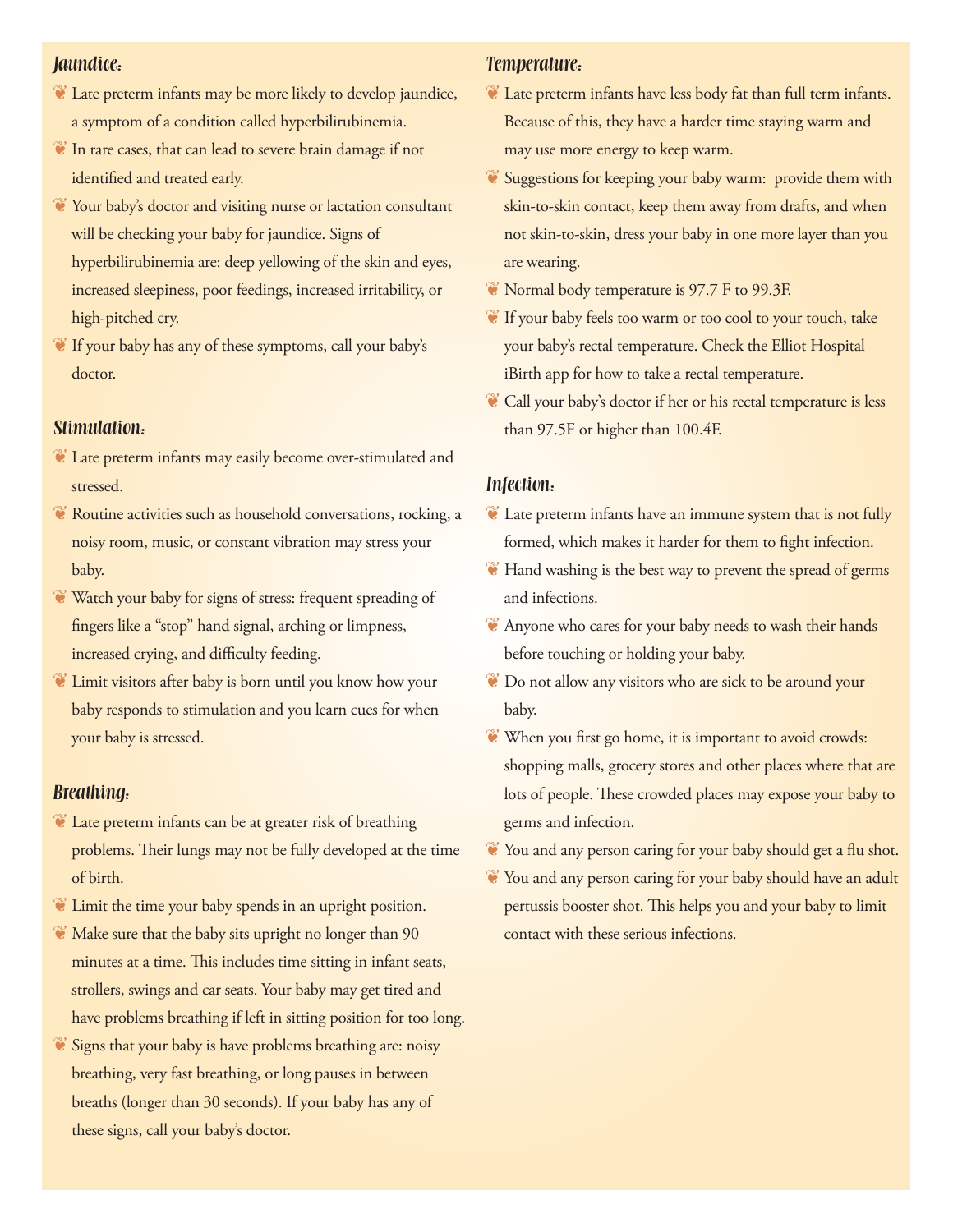## Jaundice:

- Late preterm infants may be more likely to develop jaundice, a symptom of a condition called hyperbilirubinemia.
- In rare cases, that can lead to severe brain damage if not identified and treated early.
- Your baby's doctor and visiting nurse or lactation consultant will be checking your baby for jaundice. Signs of hyperbilirubinemia are: deep yellowing of the skin and eyes, increased sleepiness, poor feedings, increased irritability, or high-pitched cry.
- If your baby has any of these symptoms, call your baby's doctor.

## Stimulation:

- Late preterm infants may easily become over-stimulated and stressed.
- Routine activities such as household conversations, rocking, a noisy room, music, or constant vibration may stress your baby.
- Watch your baby for signs of stress: frequent spreading of fingers like a "stop" hand signal, arching or limpness, increased crying, and difficulty feeding.
- Limit visitors after baby is born until you know how your baby responds to stimulation and you learn cues for when your baby is stressed.

## Breathing:

- Late preterm infants can be at greater risk of breathing problems. Their lungs may not be fully developed at the time of birth.
- Limit the time your baby spends in an upright position.
- Make sure that the baby sits upright no longer than 90 minutes at a time. This includes time sitting in infant seats, strollers, swings and car seats. Your baby may get tired and have problems breathing if left in sitting position for too long.
- Signs that your baby is have problems breathing are: noisy breathing, very fast breathing, or long pauses in between breaths (longer than 30 seconds). If your baby has any of these signs, call your baby's doctor.

## Temperature:

- Late preterm infants have less body fat than full term infants. Because of this, they have a harder time staying warm and may use more energy to keep warm.
- Suggestions for keeping your baby warm: provide them with skin-to-skin contact, keep them away from drafts, and when not skin-to-skin, dress your baby in one more layer than you are wearing.
- Normal body temperature is 97.7 F to 99.3F.
- If your baby feels too warm or too cool to your touch, take your baby's rectal temperature. Check the Elliot Hospital iBirth app for how to take a rectal temperature.
- Call your baby's doctor if her or his rectal temperature is less than 97.5F or higher than 100.4F.

## Infection:

- Late preterm infants have an immune system that is not fully formed, which makes it harder for them to fight infection.
- Hand washing is the best way to prevent the spread of germs and infections.
- Anyone who cares for your baby needs to wash their hands before touching or holding your baby.
- Do not allow any visitors who are sick to be around your baby.
- When you first go home, it is important to avoid crowds: shopping malls, grocery stores and other places where that are lots of people. These crowded places may expose your baby to germs and infection.
- You and any person caring for your baby should get a flu shot.
- You and any person caring for your baby should have an adult pertussis booster shot. This helps you and your baby to limit contact with these serious infections.